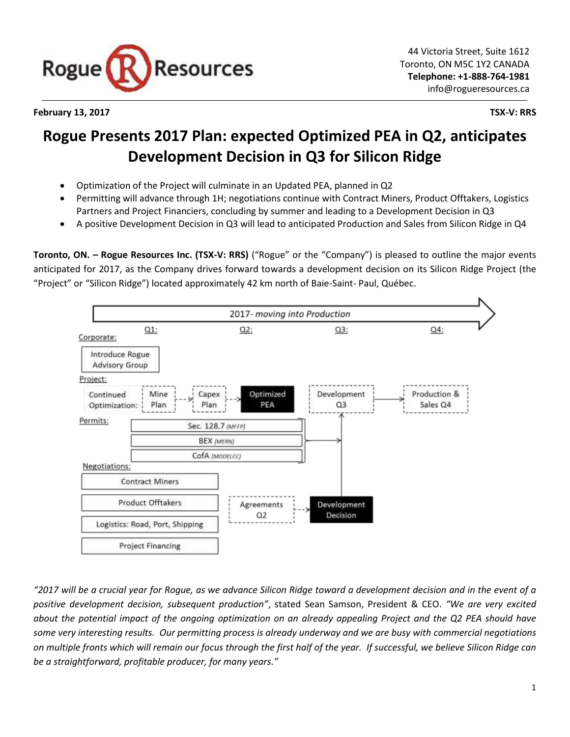Rogue Resources

44 Victoria Street, Suite 1612
Toronto, ON M5C 1Y2 CANADA
**Telephone: +1-888-764-1981**
info@rogueresources.ca

**February 13, 2017** **TSX-V: RRS**

# Rogue Presents 2017 Plan: expected Optimized PEA in Q2, anticipates Development Decision in Q3 for Silicon Ridge

- Optimization of the Project will culminate in an Updated PEA, planned in Q2
- Permitting will advance through 1H; negotiations continue with Contract Miners, Product Offtakers, Logistics Partners and Project Financiers, concluding by summer and leading to a Development Decision in Q3
- A positive Development Decision in Q3 will lead to anticipated Production and Sales from Silicon Ridge in Q4

**Toronto, ON. – Rogue Resources Inc. (TSX-V: RRS)** ("Rogue" or the "Company") is pleased to outline the major events anticipated for 2017, as the Company drives forward towards a development decision on its Silicon Ridge Project (the "Project" or "Silicon Ridge") located approximately 42 km north of Baie-Saint- Paul, Québec.

2017- *moving into Production*

Q1: | Q2: | Q3: | Q4:

Corporate:
- Introduce Rogue Advisory Group

Project:
- Continued Optimization: Mine Plan → Capex Plan → Optimized PEA → Development Q3 → Production & Sales Q4

Permits:
- Sec. 128.7 *(MFFP)*
- BEX *(MERN)*
- CofA *(MDDELCC)*

Negotiations:
- Contract Miners
- Product Offtakers
- Logistics: Road, Port, Shipping
- Project Financing

Agreements Q2 → Development Decision

*"2017 will be a crucial year for Rogue, as we advance Silicon Ridge toward a development decision and in the event of a positive development decision, subsequent production"*, stated Sean Samson, President & CEO. *"We are very excited about the potential impact of the ongoing optimization on an already appealing Project and the Q2 PEA should have some very interesting results. Our permitting process is already underway and we are busy with commercial negotiations on multiple fronts which will remain our focus through the first half of the year. If successful, we believe Silicon Ridge can be a straightforward, profitable producer, for many years."*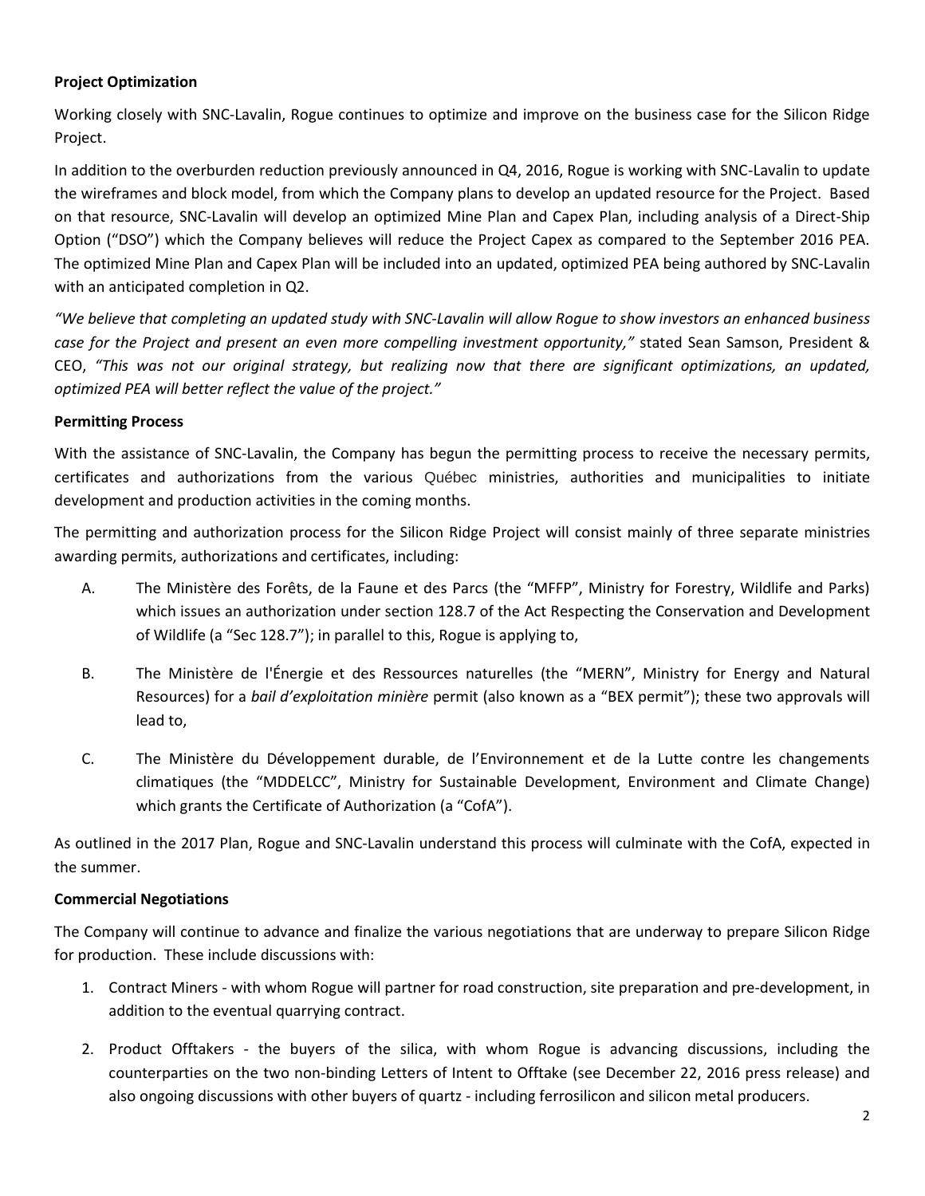**Project Optimization**

Working closely with SNC-Lavalin, Rogue continues to optimize and improve on the business case for the Silicon Ridge Project.

In addition to the overburden reduction previously announced in Q4, 2016, Rogue is working with SNC-Lavalin to update the wireframes and block model, from which the Company plans to develop an updated resource for the Project. Based on that resource, SNC-Lavalin will develop an optimized Mine Plan and Capex Plan, including analysis of a Direct-Ship Option ("DSO") which the Company believes will reduce the Project Capex as compared to the September 2016 PEA. The optimized Mine Plan and Capex Plan will be included into an updated, optimized PEA being authored by SNC-Lavalin with an anticipated completion in Q2.

*"We believe that completing an updated study with SNC-Lavalin will allow Rogue to show investors an enhanced business case for the Project and present an even more compelling investment opportunity,"* stated Sean Samson, President & CEO, *"This was not our original strategy, but realizing now that there are significant optimizations, an updated, optimized PEA will better reflect the value of the project."*

**Permitting Process**

With the assistance of SNC-Lavalin, the Company has begun the permitting process to receive the necessary permits, certificates and authorizations from the various Québec ministries, authorities and municipalities to initiate development and production activities in the coming months.

The permitting and authorization process for the Silicon Ridge Project will consist mainly of three separate ministries awarding permits, authorizations and certificates, including:

A. The Ministère des Forêts, de la Faune et des Parcs (the "MFFP", Ministry for Forestry, Wildlife and Parks) which issues an authorization under section 128.7 of the Act Respecting the Conservation and Development of Wildlife (a "Sec 128.7"); in parallel to this, Rogue is applying to,

B. The Ministère de l'Énergie et des Ressources naturelles (the "MERN", Ministry for Energy and Natural Resources) for a *bail d'exploitation minière* permit (also known as a "BEX permit"); these two approvals will lead to,

C. The Ministère du Développement durable, de l'Environnement et de la Lutte contre les changements climatiques (the "MDDELCC", Ministry for Sustainable Development, Environment and Climate Change) which grants the Certificate of Authorization (a "CofA").

As outlined in the 2017 Plan, Rogue and SNC-Lavalin understand this process will culminate with the CofA, expected in the summer.

**Commercial Negotiations**

The Company will continue to advance and finalize the various negotiations that are underway to prepare Silicon Ridge for production. These include discussions with:

1. Contract Miners - with whom Rogue will partner for road construction, site preparation and pre-development, in addition to the eventual quarrying contract.

2. Product Offtakers - the buyers of the silica, with whom Rogue is advancing discussions, including the counterparties on the two non-binding Letters of Intent to Offtake (see December 22, 2016 press release) and also ongoing discussions with other buyers of quartz - including ferrosilicon and silicon metal producers.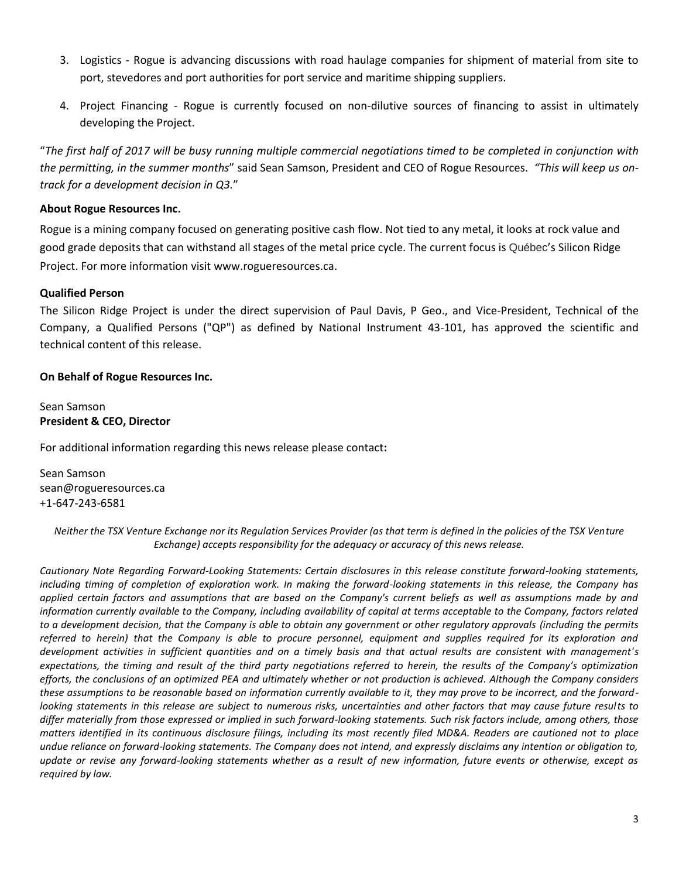3. Logistics - Rogue is advancing discussions with road haulage companies for shipment of material from site to port, stevedores and port authorities for port service and maritime shipping suppliers.

4. Project Financing - Rogue is currently focused on non-dilutive sources of financing to assist in ultimately developing the Project.

"*The first half of 2017 will be busy running multiple commercial negotiations timed to be completed in conjunction with the permitting, in the summer months*" said Sean Samson, President and CEO of Rogue Resources. *"This will keep us on-track for a development decision in Q3.*"

**About Rogue Resources Inc.**

Rogue is a mining company focused on generating positive cash flow. Not tied to any metal, it looks at rock value and good grade deposits that can withstand all stages of the metal price cycle. The current focus is Québec's Silicon Ridge Project. For more information visit www.rogueresources.ca.

**Qualified Person**

The Silicon Ridge Project is under the direct supervision of Paul Davis, P Geo., and Vice-President, Technical of the Company, a Qualified Persons ("QP") as defined by National Instrument 43-101, has approved the scientific and technical content of this release.

**On Behalf of Rogue Resources Inc.**

Sean Samson
**President & CEO, Director**

For additional information regarding this news release please contact**:**

Sean Samson
sean@rogueresources.ca
+1-647-243-6581

*Neither the TSX Venture Exchange nor its Regulation Services Provider (as that term is defined in the policies of the TSX Venture Exchange) accepts responsibility for the adequacy or accuracy of this news release.*

*Cautionary Note Regarding Forward-Looking Statements: Certain disclosures in this release constitute forward-looking statements, including timing of completion of exploration work. In making the forward-looking statements in this release, the Company has applied certain factors and assumptions that are based on the Company's current beliefs as well as assumptions made by and information currently available to the Company, including availability of capital at terms acceptable to the Company, factors related to a development decision, that the Company is able to obtain any government or other regulatory approvals (including the permits referred to herein) that the Company is able to procure personnel, equipment and supplies required for its exploration and development activities in sufficient quantities and on a timely basis and that actual results are consistent with management's expectations, the timing and result of the third party negotiations referred to herein, the results of the Company's optimization efforts, the conclusions of an optimized PEA and ultimately whether or not production is achieved. Although the Company considers these assumptions to be reasonable based on information currently available to it, they may prove to be incorrect, and the forward-looking statements in this release are subject to numerous risks, uncertainties and other factors that may cause future results to differ materially from those expressed or implied in such forward-looking statements. Such risk factors include, among others, those matters identified in its continuous disclosure filings, including its most recently filed MD&A. Readers are cautioned not to place undue reliance on forward-looking statements. The Company does not intend, and expressly disclaims any intention or obligation to, update or revise any forward-looking statements whether as a result of new information, future events or otherwise, except as required by law.*